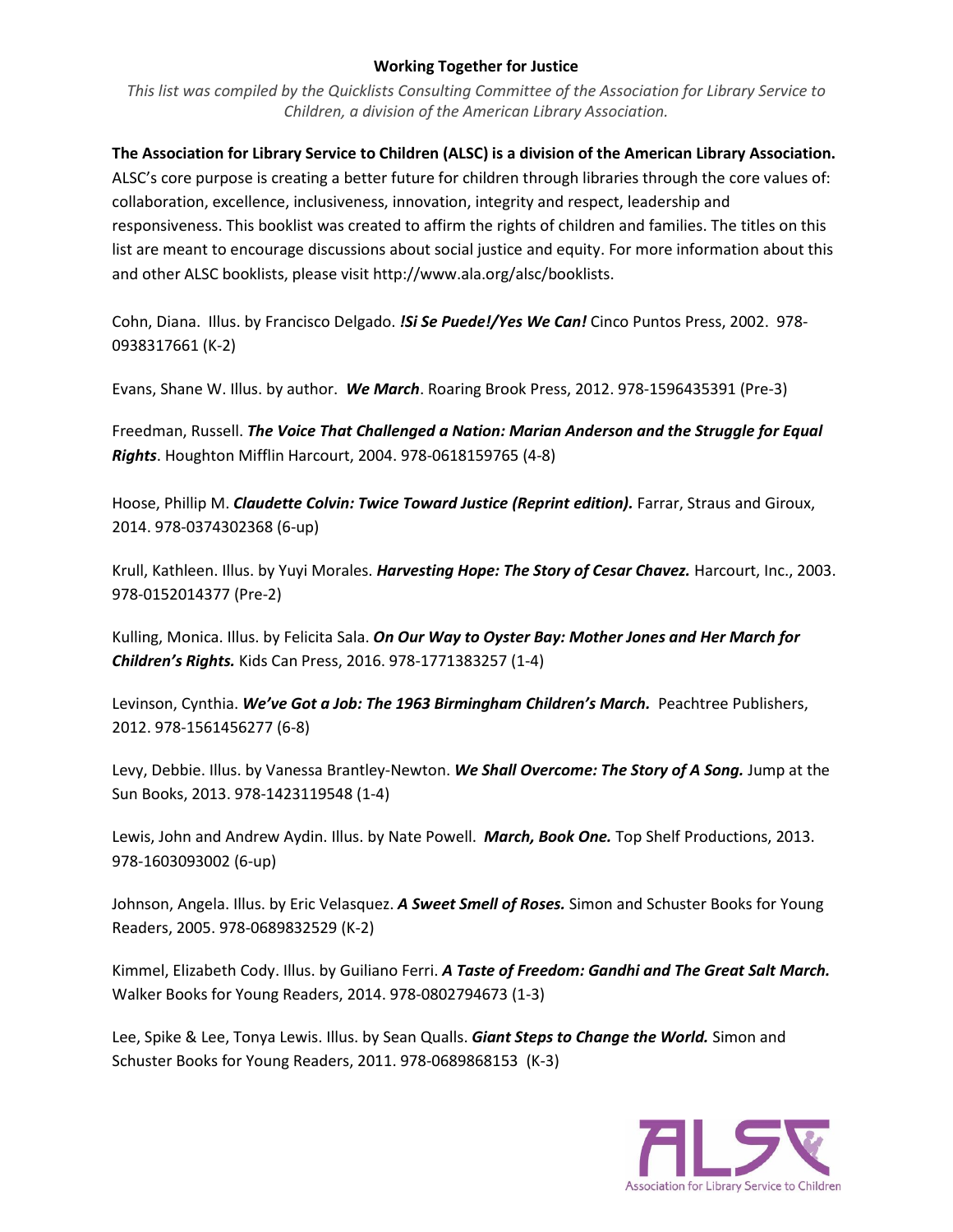# Working Together for Justice

*This list was compiled by the Quicklists Consulting Committee of the Association for Library Service to Children, a division of the American Library Association.*

**The Association for Library Service to Children (ALSC) is a division of the American Library Association.** ALSC's core purpose is creating a better future for children through libraries through the core values of: collaboration, excellence, inclusiveness, innovation, integrity and respect, leadership and responsiveness. This booklist was created to affirm the rights of children and families. The titles on this list are meant to encourage discussions about social justice and equity. For more information about this and other ALSC booklists, please visit http://www.ala.org/alsc/booklists.

Cohn, Diana. Illus. by Francisco Delgado. ***!Si Se Puede!/Yes We Can!*** Cinco Puntos Press, 2002. 978-0938317661 (K-2)

Evans, Shane W. Illus. by author. ***We March***. Roaring Brook Press, 2012. 978-1596435391 (Pre-3)

Freedman, Russell. ***The Voice That Challenged a Nation: Marian Anderson and the Struggle for Equal Rights***. Houghton Mifflin Harcourt, 2004. 978-0618159765 (4-8)

Hoose, Phillip M. ***Claudette Colvin: Twice Toward Justice (Reprint edition).*** Farrar, Straus and Giroux, 2014. 978-0374302368 (6-up)

Krull, Kathleen. Illus. by Yuyi Morales. ***Harvesting Hope: The Story of Cesar Chavez.*** Harcourt, Inc., 2003. 978-0152014377 (Pre-2)

Kulling, Monica. Illus. by Felicita Sala. ***On Our Way to Oyster Bay: Mother Jones and Her March for Children's Rights.*** Kids Can Press, 2016. 978-1771383257 (1-4)

Levinson, Cynthia. ***We've Got a Job: The 1963 Birmingham Children's March.*** Peachtree Publishers, 2012. 978-1561456277 (6-8)

Levy, Debbie. Illus. by Vanessa Brantley-Newton. ***We Shall Overcome: The Story of A Song.*** Jump at the Sun Books, 2013. 978-1423119548 (1-4)

Lewis, John and Andrew Aydin. Illus. by Nate Powell. ***March, Book One.*** Top Shelf Productions, 2013. 978-1603093002 (6-up)

Johnson, Angela. Illus. by Eric Velasquez. ***A Sweet Smell of Roses.*** Simon and Schuster Books for Young Readers, 2005. 978-0689832529 (K-2)

Kimmel, Elizabeth Cody. Illus. by Guiliano Ferri. ***A Taste of Freedom: Gandhi and The Great Salt March.*** Walker Books for Young Readers, 2014. 978-0802794673 (1-3)

Lee, Spike & Lee, Tonya Lewis. Illus. by Sean Qualls. ***Giant Steps to Change the World.*** Simon and Schuster Books for Young Readers, 2011. 978-0689868153 (K-3)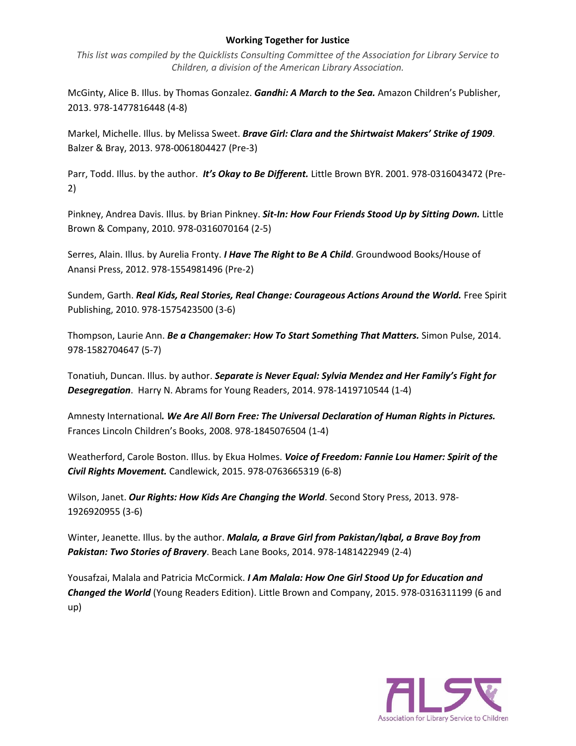**Working Together for Justice**

*This list was compiled by the Quicklists Consulting Committee of the Association for Library Service to Children, a division of the American Library Association.*

McGinty, Alice B. Illus. by Thomas Gonzalez. ***Gandhi: A March to the Sea.*** Amazon Children's Publisher, 2013. 978-1477816448 (4-8)

Markel, Michelle. Illus. by Melissa Sweet. ***Brave Girl: Clara and the Shirtwaist Makers' Strike of 1909***. Balzer & Bray, 2013. 978-0061804427 (Pre-3)

Parr, Todd. Illus. by the author. ***It's Okay to Be Different.*** Little Brown BYR. 2001. 978-0316043472 (Pre-2)

Pinkney, Andrea Davis. Illus. by Brian Pinkney. ***Sit-In: How Four Friends Stood Up by Sitting Down.*** Little Brown & Company, 2010. 978-0316070164 (2-5)

Serres, Alain. Illus. by Aurelia Fronty. ***I Have The Right to Be A Child***. Groundwood Books/House of Anansi Press, 2012. 978-1554981496 (Pre-2)

Sundem, Garth. ***Real Kids, Real Stories, Real Change: Courageous Actions Around the World.*** Free Spirit Publishing, 2010. 978-1575423500 (3-6)

Thompson, Laurie Ann. ***Be a Changemaker: How To Start Something That Matters.*** Simon Pulse, 2014. 978-1582704647 (5-7)

Tonatiuh, Duncan. Illus. by author. ***Separate is Never Equal: Sylvia Mendez and Her Family's Fight for Desegregation***. Harry N. Abrams for Young Readers, 2014. 978-1419710544 (1-4)

Amnesty International***. We Are All Born Free: The Universal Declaration of Human Rights in Pictures.*** Frances Lincoln Children's Books, 2008. 978-1845076504 (1-4)

Weatherford, Carole Boston. Illus. by Ekua Holmes. ***Voice of Freedom: Fannie Lou Hamer: Spirit of the Civil Rights Movement.*** Candlewick, 2015. 978-0763665319 (6-8)

Wilson, Janet. ***Our Rights: How Kids Are Changing the World***. Second Story Press, 2013. 978-1926920955 (3-6)

Winter, Jeanette. Illus. by the author. ***Malala, a Brave Girl from Pakistan/Iqbal, a Brave Boy from Pakistan: Two Stories of Bravery***. Beach Lane Books, 2014. 978-1481422949 (2-4)

Yousafzai, Malala and Patricia McCormick. ***I Am Malala: How One Girl Stood Up for Education and Changed the World*** (Young Readers Edition). Little Brown and Company, 2015. 978-0316311199 (6 and up)

ALSC
Association for Library Service to Children